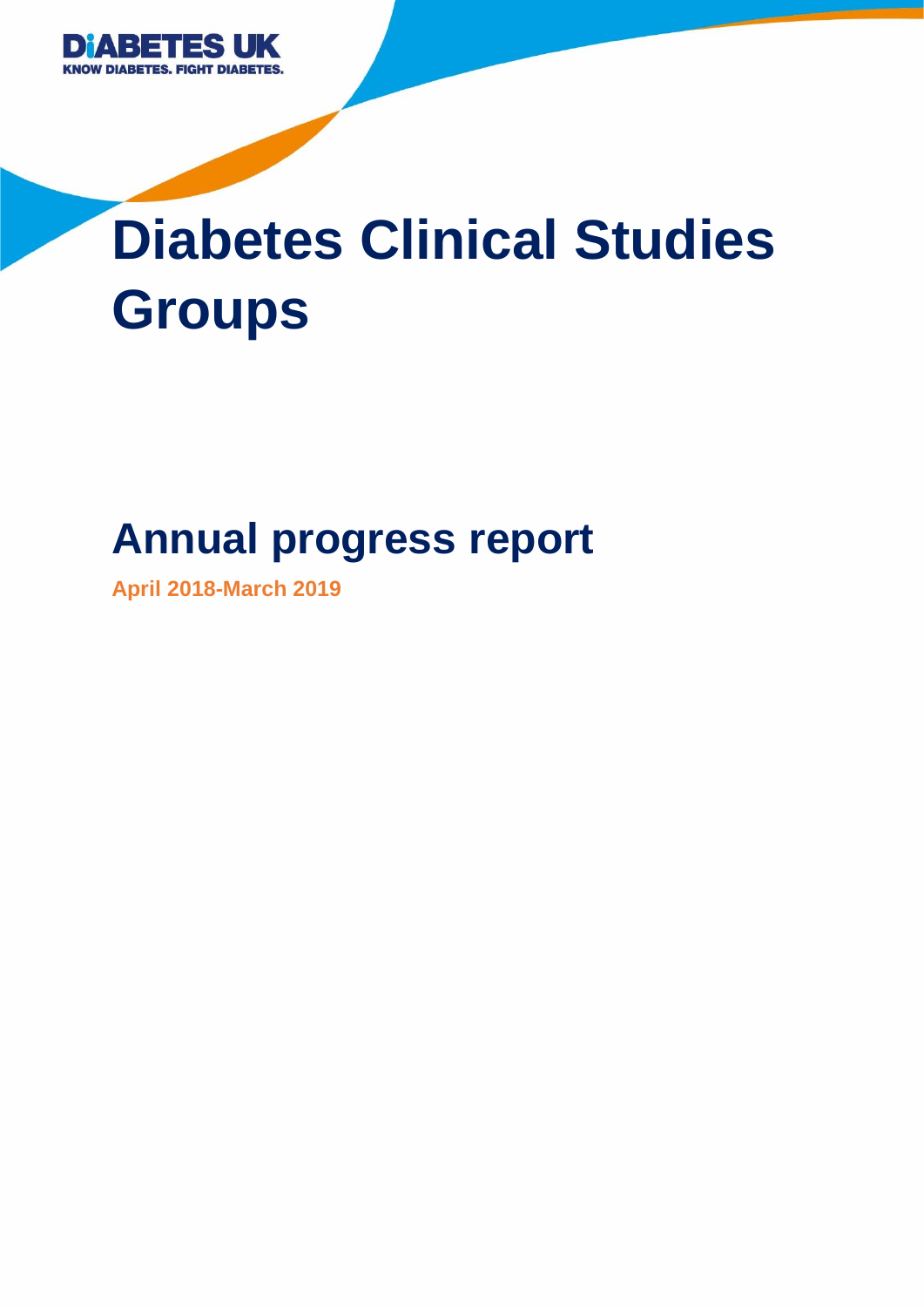DIABETES UK
KNOW DIABETES. FIGHT DIABETES.

# Diabetes Clinical Studies Groups

## Annual progress report

**April 2018-March 2019**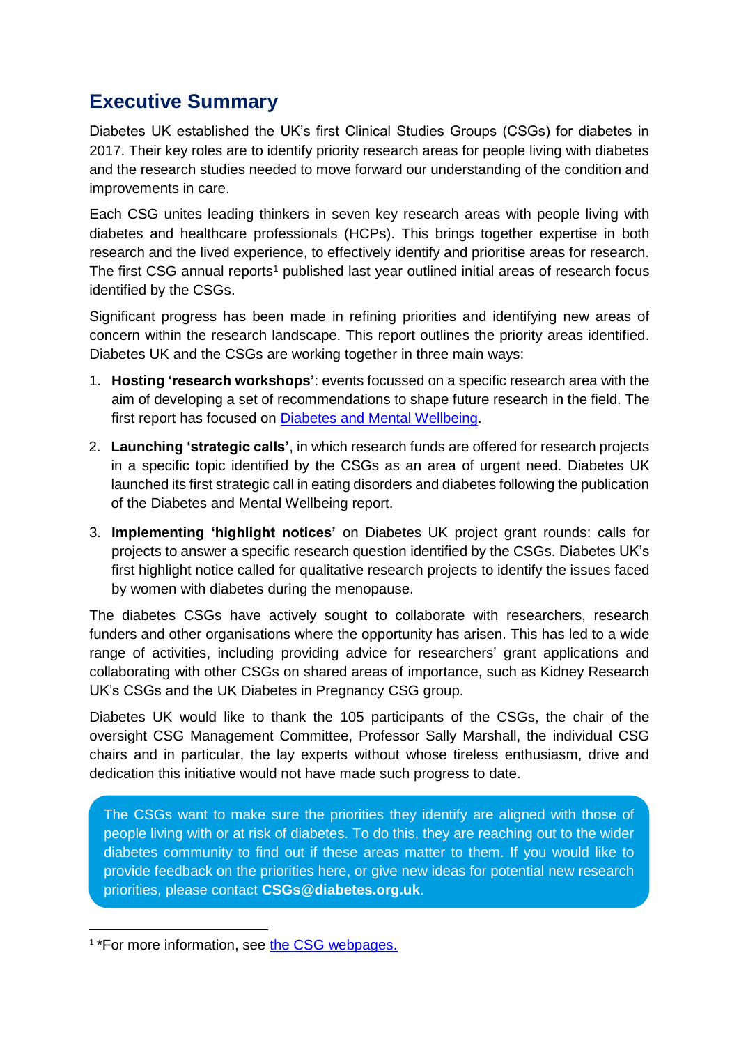# Executive Summary

Diabetes UK established the UK's first Clinical Studies Groups (CSGs) for diabetes in 2017. Their key roles are to identify priority research areas for people living with diabetes and the research studies needed to move forward our understanding of the condition and improvements in care.

Each CSG unites leading thinkers in seven key research areas with people living with diabetes and healthcare professionals (HCPs). This brings together expertise in both research and the lived experience, to effectively identify and prioritise areas for research. The first CSG annual reports[1] published last year outlined initial areas of research focus identified by the CSGs.

Significant progress has been made in refining priorities and identifying new areas of concern within the research landscape. This report outlines the priority areas identified. Diabetes UK and the CSGs are working together in three main ways:

1. **Hosting 'research workshops'**: events focussed on a specific research area with the aim of developing a set of recommendations to shape future research in the field. The first report has focused on Diabetes and Mental Wellbeing.
2. **Launching 'strategic calls'**, in which research funds are offered for research projects in a specific topic identified by the CSGs as an area of urgent need. Diabetes UK launched its first strategic call in eating disorders and diabetes following the publication of the Diabetes and Mental Wellbeing report.
3. **Implementing 'highlight notices'** on Diabetes UK project grant rounds: calls for projects to answer a specific research question identified by the CSGs. Diabetes UK's first highlight notice called for qualitative research projects to identify the issues faced by women with diabetes during the menopause.

The diabetes CSGs have actively sought to collaborate with researchers, research funders and other organisations where the opportunity has arisen. This has led to a wide range of activities, including providing advice for researchers' grant applications and collaborating with other CSGs on shared areas of importance, such as Kidney Research UK's CSGs and the UK Diabetes in Pregnancy CSG group.

Diabetes UK would like to thank the 105 participants of the CSGs, the chair of the oversight CSG Management Committee, Professor Sally Marshall, the individual CSG chairs and in particular, the lay experts without whose tireless enthusiasm, drive and dedication this initiative would not have made such progress to date.

The CSGs want to make sure the priorities they identify are aligned with those of people living with or at risk of diabetes. To do this, they are reaching out to the wider diabetes community to find out if these areas matter to them. If you would like to provide feedback on the priorities here, or give new ideas for potential new research priorities, please contact **CSGs@diabetes.org.uk**.

---

[1] *For more information, see the CSG webpages.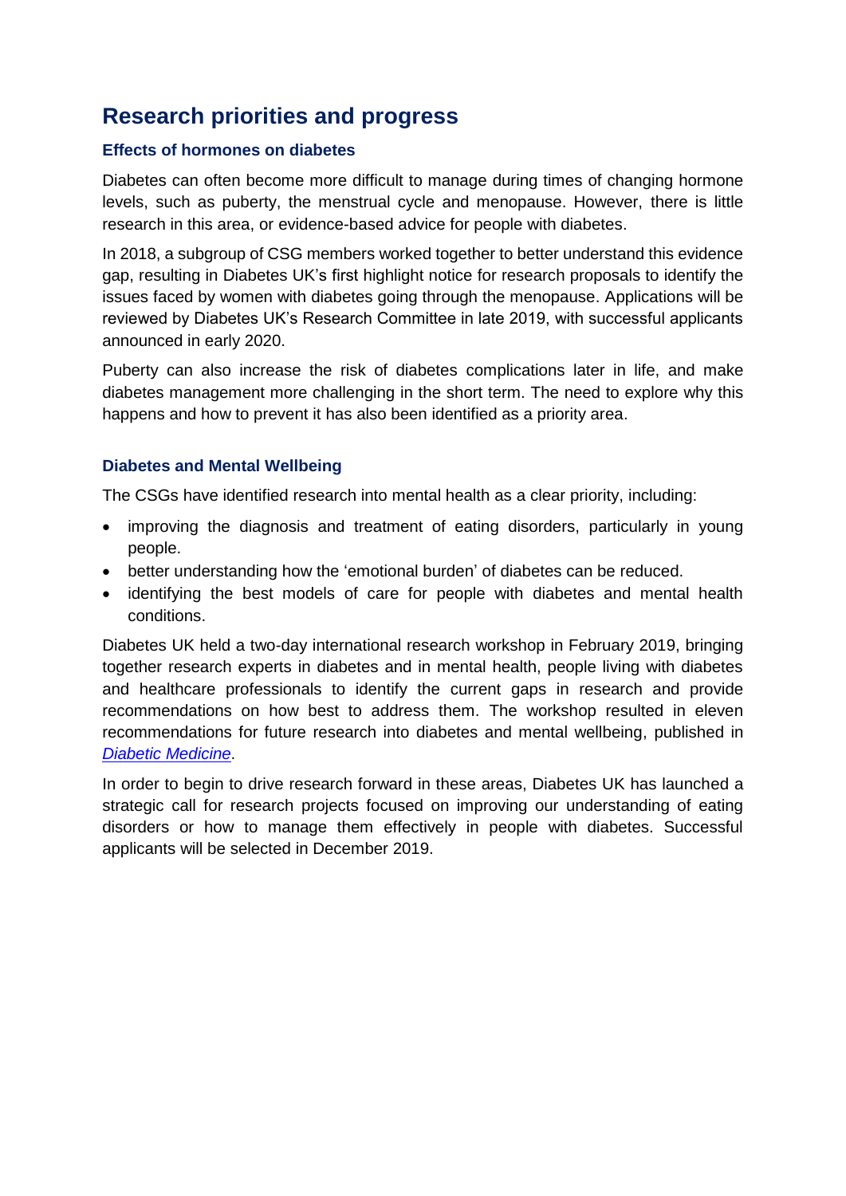## Research priorities and progress

### Effects of hormones on diabetes

Diabetes can often become more difficult to manage during times of changing hormone levels, such as puberty, the menstrual cycle and menopause. However, there is little research in this area, or evidence-based advice for people with diabetes.

In 2018, a subgroup of CSG members worked together to better understand this evidence gap, resulting in Diabetes UK's first highlight notice for research proposals to identify the issues faced by women with diabetes going through the menopause. Applications will be reviewed by Diabetes UK's Research Committee in late 2019, with successful applicants announced in early 2020.

Puberty can also increase the risk of diabetes complications later in life, and make diabetes management more challenging in the short term. The need to explore why this happens and how to prevent it has also been identified as a priority area.

### Diabetes and Mental Wellbeing

The CSGs have identified research into mental health as a clear priority, including:

- improving the diagnosis and treatment of eating disorders, particularly in young people.
- better understanding how the 'emotional burden' of diabetes can be reduced.
- identifying the best models of care for people with diabetes and mental health conditions.

Diabetes UK held a two-day international research workshop in February 2019, bringing together research experts in diabetes and in mental health, people living with diabetes and healthcare professionals to identify the current gaps in research and provide recommendations on how best to address them. The workshop resulted in eleven recommendations for future research into diabetes and mental wellbeing, published in *Diabetic Medicine*.

In order to begin to drive research forward in these areas, Diabetes UK has launched a strategic call for research projects focused on improving our understanding of eating disorders or how to manage them effectively in people with diabetes. Successful applicants will be selected in December 2019.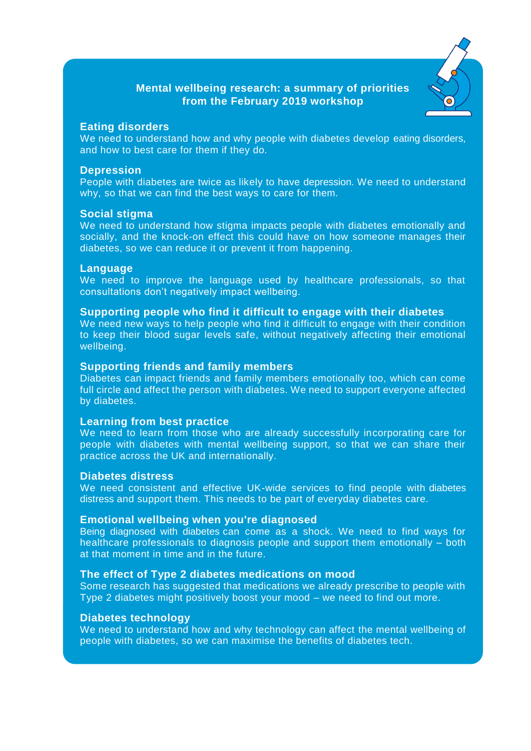## Mental wellbeing research: a summary of priorities from the February 2019 workshop

### Eating disorders

We need to understand how and why people with diabetes develop eating disorders, and how to best care for them if they do.

### Depression

People with diabetes are twice as likely to have depression. We need to understand why, so that we can find the best ways to care for them.

### Social stigma

We need to understand how stigma impacts people with diabetes emotionally and socially, and the knock-on effect this could have on how someone manages their diabetes, so we can reduce it or prevent it from happening.

### Language

We need to improve the language used by healthcare professionals, so that consultations don't negatively impact wellbeing.

### Supporting people who find it difficult to engage with their diabetes

We need new ways to help people who find it difficult to engage with their condition to keep their blood sugar levels safe, without negatively affecting their emotional wellbeing.

### Supporting friends and family members

Diabetes can impact friends and family members emotionally too, which can come full circle and affect the person with diabetes. We need to support everyone affected by diabetes.

### Learning from best practice

We need to learn from those who are already successfully incorporating care for people with diabetes with mental wellbeing support, so that we can share their practice across the UK and internationally.

### Diabetes distress

We need consistent and effective UK-wide services to find people with diabetes distress and support them. This needs to be part of everyday diabetes care.

### Emotional wellbeing when you're diagnosed

Being diagnosed with diabetes can come as a shock. We need to find ways for healthcare professionals to diagnosis people and support them emotionally – both at that moment in time and in the future.

### The effect of Type 2 diabetes medications on mood

Some research has suggested that medications we already prescribe to people with Type 2 diabetes might positively boost your mood – we need to find out more.

### Diabetes technology

We need to understand how and why technology can affect the mental wellbeing of people with diabetes, so we can maximise the benefits of diabetes tech.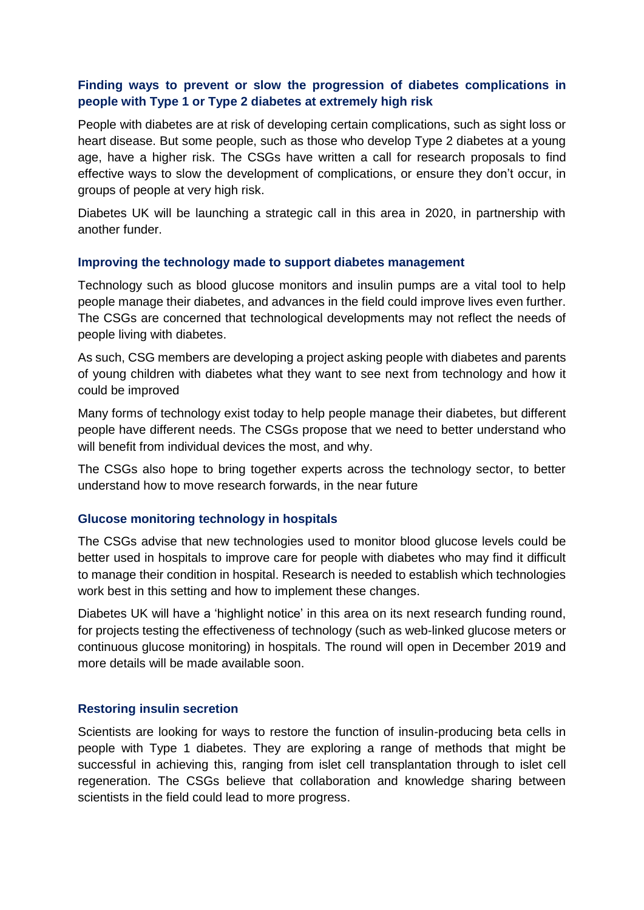### Finding ways to prevent or slow the progression of diabetes complications in people with Type 1 or Type 2 diabetes at extremely high risk

People with diabetes are at risk of developing certain complications, such as sight loss or heart disease. But some people, such as those who develop Type 2 diabetes at a young age, have a higher risk. The CSGs have written a call for research proposals to find effective ways to slow the development of complications, or ensure they don't occur, in groups of people at very high risk.

Diabetes UK will be launching a strategic call in this area in 2020, in partnership with another funder.

### Improving the technology made to support diabetes management

Technology such as blood glucose monitors and insulin pumps are a vital tool to help people manage their diabetes, and advances in the field could improve lives even further. The CSGs are concerned that technological developments may not reflect the needs of people living with diabetes.

As such, CSG members are developing a project asking people with diabetes and parents of young children with diabetes what they want to see next from technology and how it could be improved

Many forms of technology exist today to help people manage their diabetes, but different people have different needs. The CSGs propose that we need to better understand who will benefit from individual devices the most, and why.

The CSGs also hope to bring together experts across the technology sector, to better understand how to move research forwards, in the near future

### Glucose monitoring technology in hospitals

The CSGs advise that new technologies used to monitor blood glucose levels could be better used in hospitals to improve care for people with diabetes who may find it difficult to manage their condition in hospital. Research is needed to establish which technologies work best in this setting and how to implement these changes.

Diabetes UK will have a 'highlight notice' in this area on its next research funding round, for projects testing the effectiveness of technology (such as web-linked glucose meters or continuous glucose monitoring) in hospitals. The round will open in December 2019 and more details will be made available soon.

### Restoring insulin secretion

Scientists are looking for ways to restore the function of insulin-producing beta cells in people with Type 1 diabetes. They are exploring a range of methods that might be successful in achieving this, ranging from islet cell transplantation through to islet cell regeneration. The CSGs believe that collaboration and knowledge sharing between scientists in the field could lead to more progress.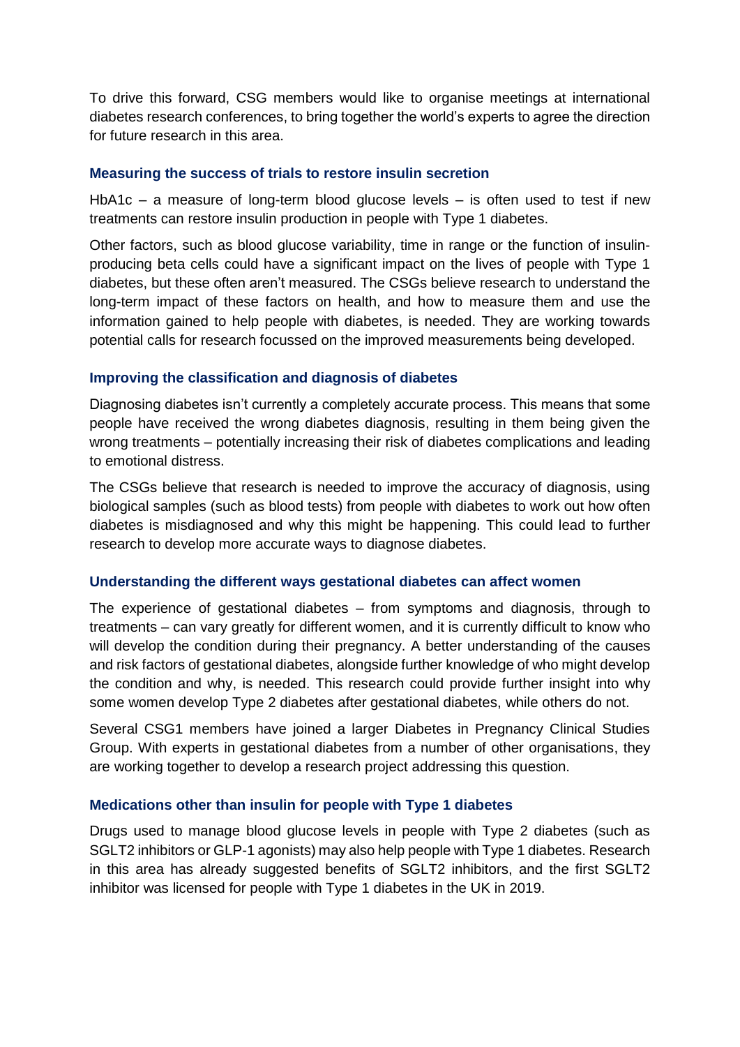To drive this forward, CSG members would like to organise meetings at international diabetes research conferences, to bring together the world's experts to agree the direction for future research in this area.

### Measuring the success of trials to restore insulin secretion

HbA1c – a measure of long-term blood glucose levels – is often used to test if new treatments can restore insulin production in people with Type 1 diabetes.

Other factors, such as blood glucose variability, time in range or the function of insulin-producing beta cells could have a significant impact on the lives of people with Type 1 diabetes, but these often aren't measured. The CSGs believe research to understand the long-term impact of these factors on health, and how to measure them and use the information gained to help people with diabetes, is needed. They are working towards potential calls for research focussed on the improved measurements being developed.

### Improving the classification and diagnosis of diabetes

Diagnosing diabetes isn't currently a completely accurate process. This means that some people have received the wrong diabetes diagnosis, resulting in them being given the wrong treatments – potentially increasing their risk of diabetes complications and leading to emotional distress.

The CSGs believe that research is needed to improve the accuracy of diagnosis, using biological samples (such as blood tests) from people with diabetes to work out how often diabetes is misdiagnosed and why this might be happening. This could lead to further research to develop more accurate ways to diagnose diabetes.

### Understanding the different ways gestational diabetes can affect women

The experience of gestational diabetes – from symptoms and diagnosis, through to treatments – can vary greatly for different women, and it is currently difficult to know who will develop the condition during their pregnancy. A better understanding of the causes and risk factors of gestational diabetes, alongside further knowledge of who might develop the condition and why, is needed. This research could provide further insight into why some women develop Type 2 diabetes after gestational diabetes, while others do not.

Several CSG1 members have joined a larger Diabetes in Pregnancy Clinical Studies Group. With experts in gestational diabetes from a number of other organisations, they are working together to develop a research project addressing this question.

### Medications other than insulin for people with Type 1 diabetes

Drugs used to manage blood glucose levels in people with Type 2 diabetes (such as SGLT2 inhibitors or GLP-1 agonists) may also help people with Type 1 diabetes. Research in this area has already suggested benefits of SGLT2 inhibitors, and the first SGLT2 inhibitor was licensed for people with Type 1 diabetes in the UK in 2019.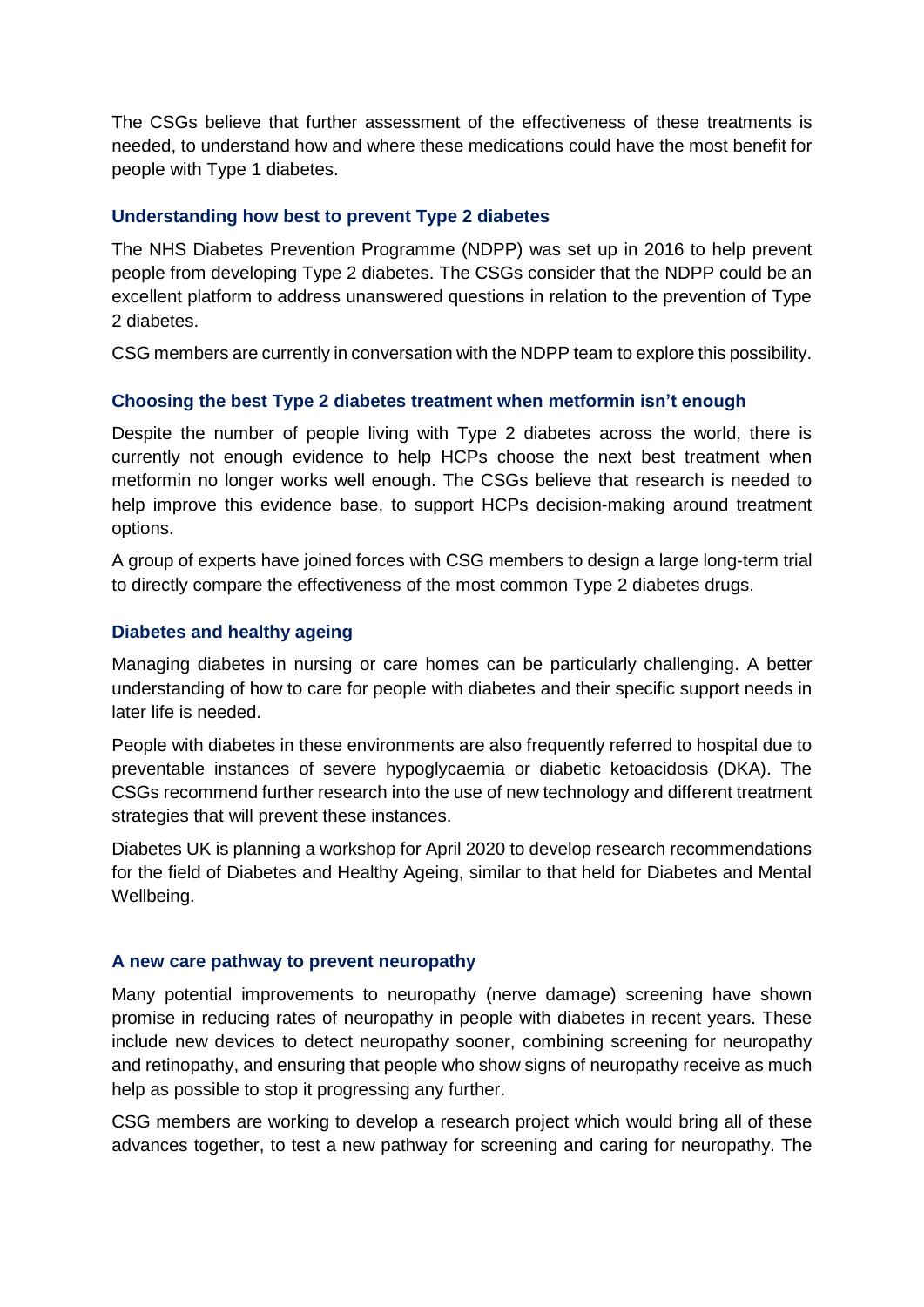The CSGs believe that further assessment of the effectiveness of these treatments is needed, to understand how and where these medications could have the most benefit for people with Type 1 diabetes.

### Understanding how best to prevent Type 2 diabetes

The NHS Diabetes Prevention Programme (NDPP) was set up in 2016 to help prevent people from developing Type 2 diabetes. The CSGs consider that the NDPP could be an excellent platform to address unanswered questions in relation to the prevention of Type 2 diabetes.

CSG members are currently in conversation with the NDPP team to explore this possibility.

### Choosing the best Type 2 diabetes treatment when metformin isn't enough

Despite the number of people living with Type 2 diabetes across the world, there is currently not enough evidence to help HCPs choose the next best treatment when metformin no longer works well enough. The CSGs believe that research is needed to help improve this evidence base, to support HCPs decision-making around treatment options.

A group of experts have joined forces with CSG members to design a large long-term trial to directly compare the effectiveness of the most common Type 2 diabetes drugs.

### Diabetes and healthy ageing

Managing diabetes in nursing or care homes can be particularly challenging. A better understanding of how to care for people with diabetes and their specific support needs in later life is needed.

People with diabetes in these environments are also frequently referred to hospital due to preventable instances of severe hypoglycaemia or diabetic ketoacidosis (DKA). The CSGs recommend further research into the use of new technology and different treatment strategies that will prevent these instances.

Diabetes UK is planning a workshop for April 2020 to develop research recommendations for the field of Diabetes and Healthy Ageing, similar to that held for Diabetes and Mental Wellbeing.

### A new care pathway to prevent neuropathy

Many potential improvements to neuropathy (nerve damage) screening have shown promise in reducing rates of neuropathy in people with diabetes in recent years. These include new devices to detect neuropathy sooner, combining screening for neuropathy and retinopathy, and ensuring that people who show signs of neuropathy receive as much help as possible to stop it progressing any further.

CSG members are working to develop a research project which would bring all of these advances together, to test a new pathway for screening and caring for neuropathy. The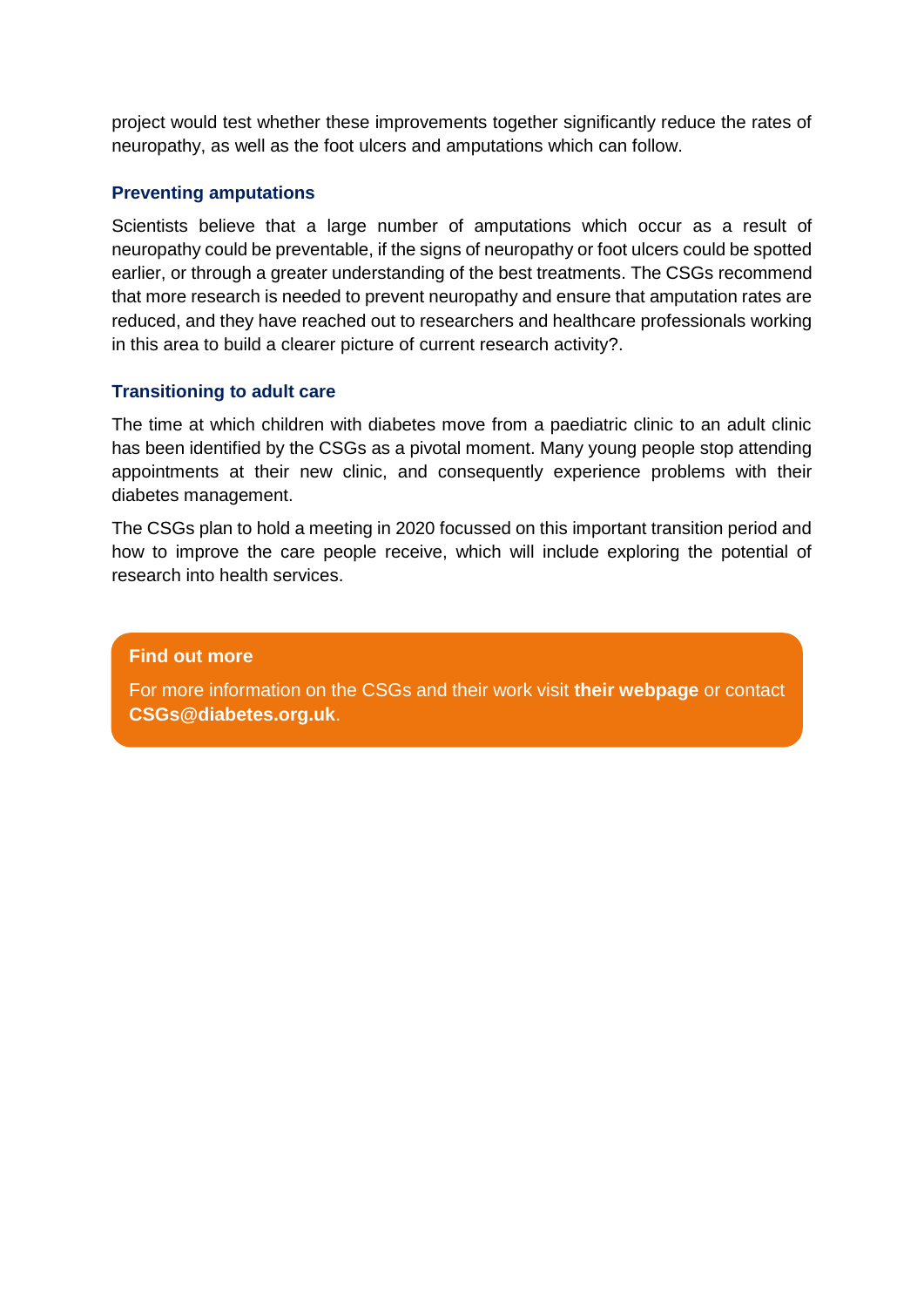project would test whether these improvements together significantly reduce the rates of neuropathy, as well as the foot ulcers and amputations which can follow.

### Preventing amputations

Scientists believe that a large number of amputations which occur as a result of neuropathy could be preventable, if the signs of neuropathy or foot ulcers could be spotted earlier, or through a greater understanding of the best treatments. The CSGs recommend that more research is needed to prevent neuropathy and ensure that amputation rates are reduced, and they have reached out to researchers and healthcare professionals working in this area to build a clearer picture of current research activity?.

### Transitioning to adult care

The time at which children with diabetes move from a paediatric clinic to an adult clinic has been identified by the CSGs as a pivotal moment. Many young people stop attending appointments at their new clinic, and consequently experience problems with their diabetes management.

The CSGs plan to hold a meeting in 2020 focussed on this important transition period and how to improve the care people receive, which will include exploring the potential of research into health services.

### Find out more

For more information on the CSGs and their work visit **their webpage** or contact **CSGs@diabetes.org.uk**.